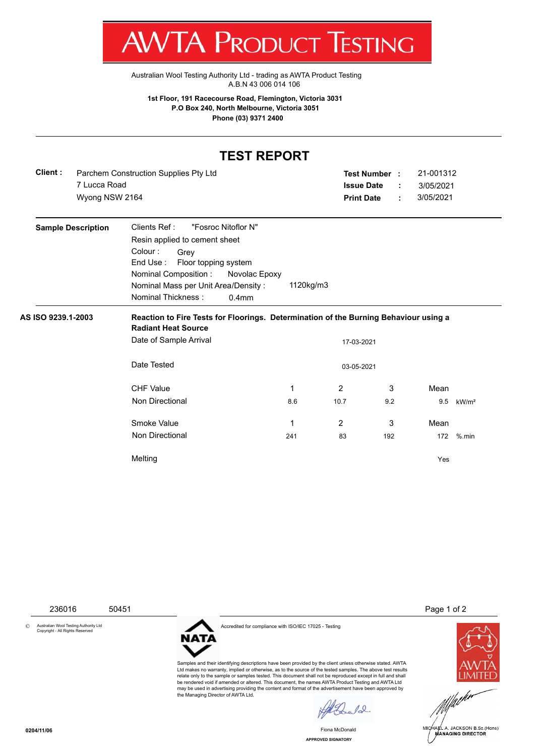# AWTA PRODUCT TESTING

Australian Wool Testing Authority Ltd - trading as AWTA Product Testing
A.B.N 43 006 014 106

**1st Floor, 191 Racecourse Road, Flemington, Victoria 3031**
**P.O Box 240, North Melbourne, Victoria 3051**
**Phone (03) 9371 2400**

---

## TEST REPORT

**Client :** Parchem Construction Supplies Pty Ltd
7 Lucca Road
Wyong NSW 2164

**Test Number :** 21-001312
**Issue Date :** 3/05/2021
**Print Date :** 3/05/2021

---

**Sample Description**

Clients Ref : "Fosroc Nitoflor N"
Resin applied to cement sheet
Colour : Grey
End Use : Floor topping system
Nominal Composition : Novolac Epoxy
Nominal Mass per Unit Area/Density : 1120kg/m3
Nominal Thickness : 0.4mm

---

**AS ISO 9239.1-2003**

**Reaction to Fire Tests for Floorings. Determination of the Burning Behaviour using a Radiant Heat Source**

Date of Sample Arrival: 17-03-2021

Date Tested: 03-05-2021

| CHF Value | 1 | 2 | 3 | Mean | |
|---|---|---|---|---|---|
| Non Directional | 8.6 | 10.7 | 9.2 | 9.5 | kW/m² |

| Smoke Value | 1 | 2 | 3 | Mean | |
|---|---|---|---|---|---|
| Non Directional | 241 | 83 | 192 | 172 | %.min |

Melting: Yes

---

236016 50451

© Australian Wool Testing Authority Ltd
Copyright - All Rights Reserved

NATA

Accredited for compliance with ISO/IEC 17025 - Testing

Samples and their identifying descriptions have been provided by the client unless otherwise stated. AWTA Ltd makes no warranty, implied or otherwise, as to the source of the tested samples. The above test results relate only to the sample or samples tested. This document shall not be reproduced except in full and shall be rendered void if amended or altered. This document, the names AWTA Product Testing and AWTA Ltd may be used in advertising providing the content and format of the advertisement have been approved by the Managing Director of AWTA Ltd.

Fiona McDonald
APPROVED SIGNATORY

AWTA LIMITED

MICHAEL A. JACKSON B.Sc.(Hons)
MANAGING DIRECTOR

0204/11/06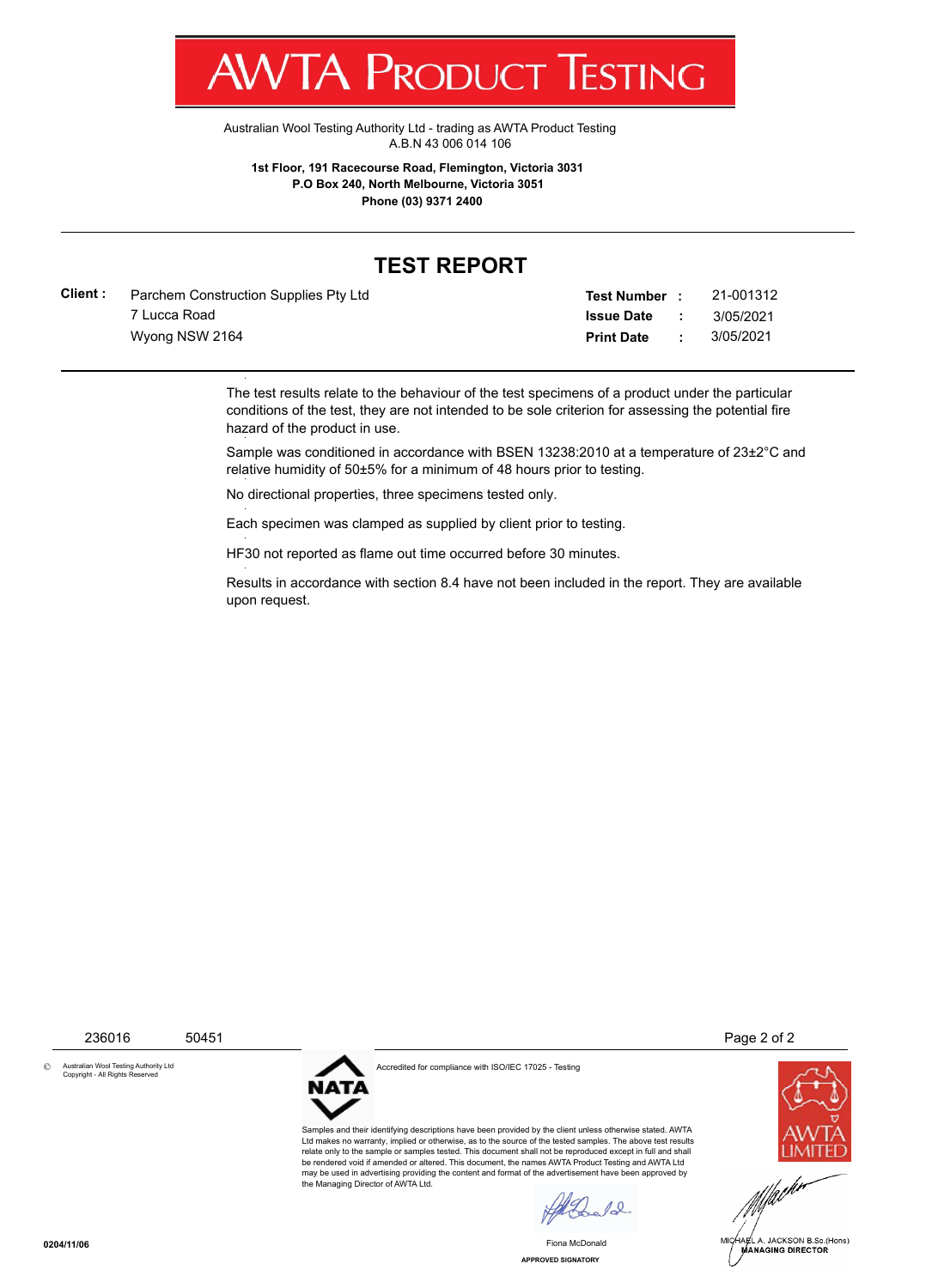# AWTA PRODUCT TESTING

Australian Wool Testing Authority Ltd - trading as AWTA Product Testing
A.B.N 43 006 014 106

**1st Floor, 191 Racecourse Road, Flemington, Victoria 3031**
**P.O Box 240, North Melbourne, Victoria 3051**
**Phone (03) 9371 2400**

## TEST REPORT

**Client :** Parchem Construction Supplies Pty Ltd
7 Lucca Road
Wyong NSW 2164

**Test Number :** 21-001312
**Issue Date :** 3/05/2021
**Print Date :** 3/05/2021

The test results relate to the behaviour of the test specimens of a product under the particular conditions of the test, they are not intended to be sole criterion for assessing the potential fire hazard of the product in use.

Sample was conditioned in accordance with BSEN 13238:2010 at a temperature of 23±2°C and relative humidity of 50±5% for a minimum of 48 hours prior to testing.

No directional properties, three specimens tested only.

Each specimen was clamped as supplied by client prior to testing.

HF30 not reported as flame out time occurred before 30 minutes.

Results in accordance with section 8.4 have not been included in the report. They are available upon request.

236016 50451

© Australian Wool Testing Authority Ltd
Copyright - All Rights Reserved

Accredited for compliance with ISO/IEC 17025 - Testing

Samples and their identifying descriptions have been provided by the client unless otherwise stated. AWTA Ltd makes no warranty, implied or otherwise, as to the source of the tested samples. The above test results relate only to the sample or samples tested. This document shall not be reproduced except in full and shall be rendered void if amended or altered. This document, the names AWTA Product Testing and AWTA Ltd may be used in advertising providing the content and format of the advertisement have been approved by the Managing Director of AWTA Ltd.

Fiona McDonald
APPROVED SIGNATORY

MICHAEL A. JACKSON B.Sc.(Hons)
MANAGING DIRECTOR

0204/11/06